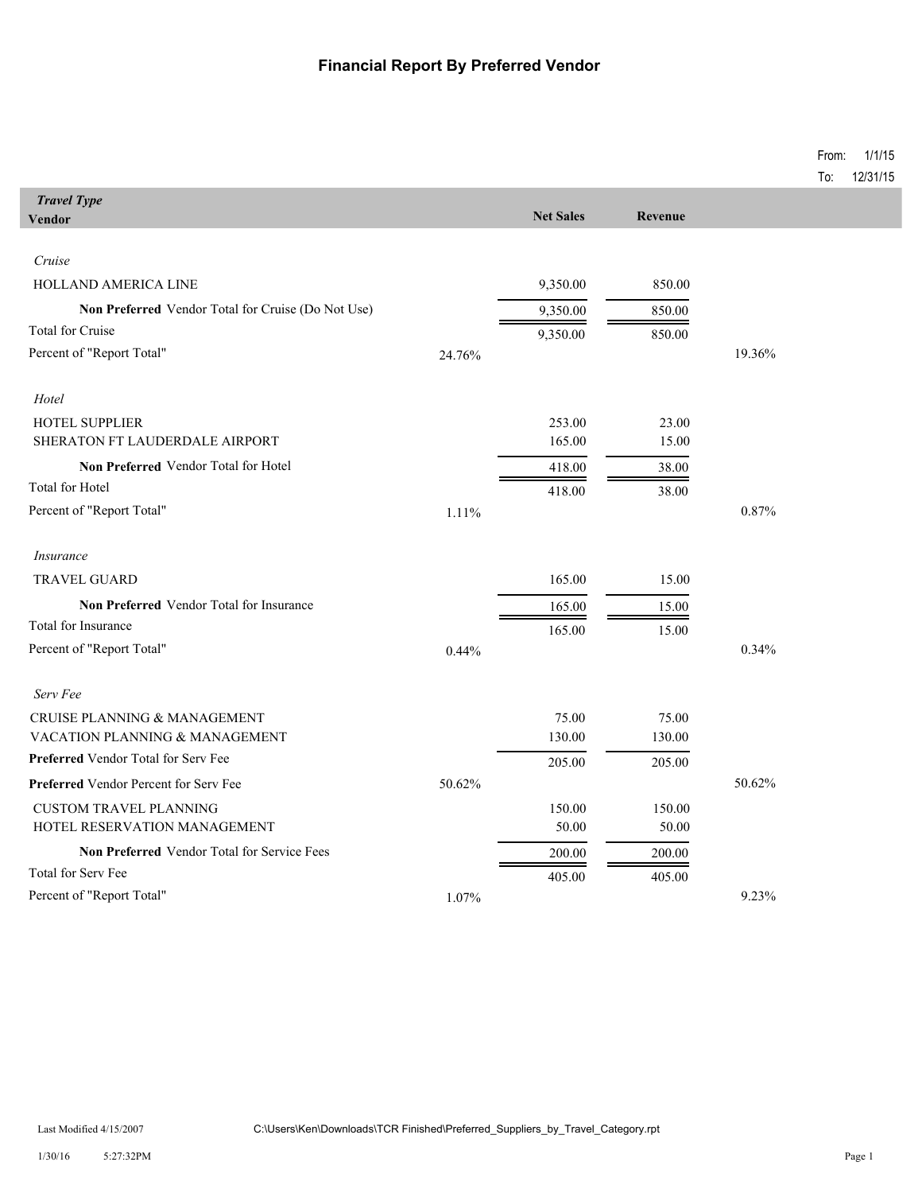# Financial Report By Preferred Vendor

From: 1/1/15
To: 12/31/15

| *Travel Type* / Vendor | | Net Sales | Revenue | |
|---|---|---|---|---|
| *Cruise* | | | | |
| HOLLAND AMERICA LINE | | 9,350.00 | 850.00 | |
| **Non Preferred** Vendor Total for Cruise (Do Not Use) | | 9,350.00 | 850.00 | |
| Total for Cruise | | 9,350.00 | 850.00 | |
| Percent of "Report Total" | 24.76% | | | 19.36% |
| *Hotel* | | | | |
| HOTEL SUPPLIER | | 253.00 | 23.00 | |
| SHERATON FT LAUDERDALE AIRPORT | | 165.00 | 15.00 | |
| **Non Preferred** Vendor Total for Hotel | | 418.00 | 38.00 | |
| Total for Hotel | | 418.00 | 38.00 | |
| Percent of "Report Total" | 1.11% | | | 0.87% |
| *Insurance* | | | | |
| TRAVEL GUARD | | 165.00 | 15.00 | |
| **Non Preferred** Vendor Total for Insurance | | 165.00 | 15.00 | |
| Total for Insurance | | 165.00 | 15.00 | |
| Percent of "Report Total" | 0.44% | | | 0.34% |
| *Serv Fee* | | | | |
| CRUISE PLANNING & MANAGEMENT | | 75.00 | 75.00 | |
| VACATION PLANNING & MANAGEMENT | | 130.00 | 130.00 | |
| **Preferred** Vendor Total for Serv Fee | | 205.00 | 205.00 | |
| **Preferred** Vendor Percent for Serv Fee | 50.62% | | | 50.62% |
| CUSTOM TRAVEL PLANNING | | 150.00 | 150.00 | |
| HOTEL RESERVATION MANAGEMENT | | 50.00 | 50.00 | |
| **Non Preferred** Vendor Total for Service Fees | | 200.00 | 200.00 | |
| Total for Serv Fee | | 405.00 | 405.00 | |
| Percent of "Report Total" | 1.07% | | | 9.23% |

Last Modified 4/15/2007 C:\Users\Ken\Downloads\TCR Finished\Preferred_Suppliers_by_Travel_Category.rpt

1/30/16 5:27:32PM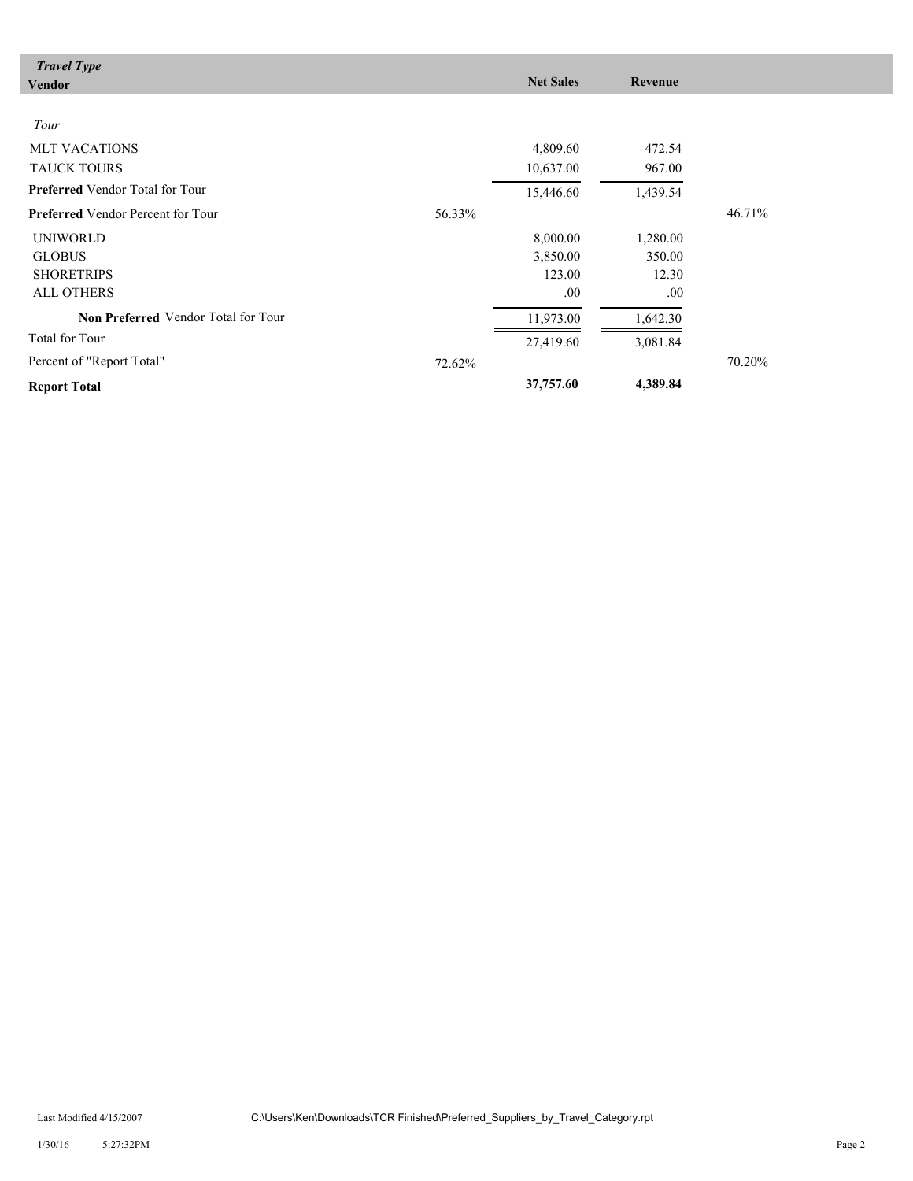| *Travel Type* Vendor | | Net Sales | Revenue | |
|---|---|---|---|---|
| *Tour* | | | | |
| MLT VACATIONS | | 4,809.60 | 472.54 | |
| TAUCK TOURS | | 10,637.00 | 967.00 | |
| **Preferred** Vendor Total for Tour | | 15,446.60 | 1,439.54 | |
| **Preferred** Vendor Percent for Tour | 56.33% | | | 46.71% |
| UNIWORLD | | 8,000.00 | 1,280.00 | |
| GLOBUS | | 3,850.00 | 350.00 | |
| SHORETRIPS | | 123.00 | 12.30 | |
| ALL OTHERS | | .00 | .00 | |
| **Non Preferred** Vendor Total for Tour | | 11,973.00 | 1,642.30 | |
| Total for Tour | | 27,419.60 | 3,081.84 | |
| Percent of "Report Total" | 72.62% | | | 70.20% |
| **Report Total** | | **37,757.60** | **4,389.84** | |

Last Modified 4/15/2007 C:\Users\Ken\Downloads\TCR Finished\Preferred_Suppliers_by_Travel_Category.rpt

1/30/16 5:27:32PM